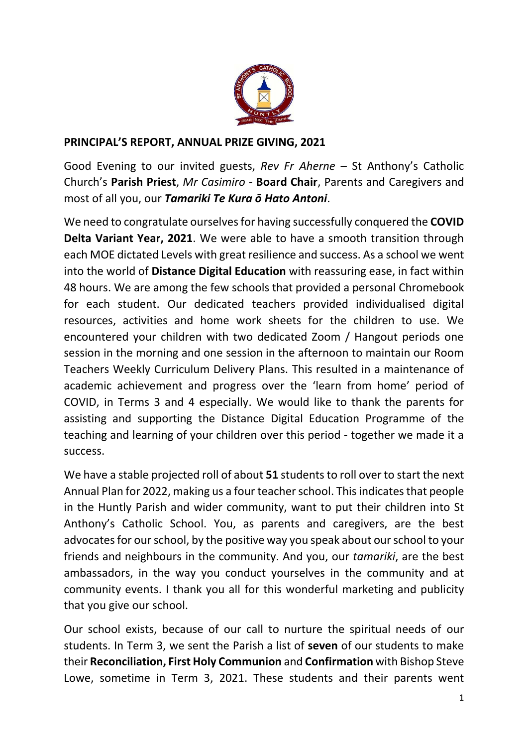**PRINCIPAL'S REPORT, ANNUAL PRIZE GIVING, 2021**

Good Evening to our invited guests, *Rev Fr Aherne* – St Anthony's Catholic Church's **Parish Priest**, *Mr Casimiro* - **Board Chair**, Parents and Caregivers and most of all you, our ***Tamariki Te Kura ō Hato Antoni***.

We need to congratulate ourselves for having successfully conquered the **COVID Delta Variant Year, 2021**. We were able to have a smooth transition through each MOE dictated Levels with great resilience and success. As a school we went into the world of **Distance Digital Education** with reassuring ease, in fact within 48 hours. We are among the few schools that provided a personal Chromebook for each student. Our dedicated teachers provided individualised digital resources, activities and home work sheets for the children to use. We encountered your children with two dedicated Zoom / Hangout periods one session in the morning and one session in the afternoon to maintain our Room Teachers Weekly Curriculum Delivery Plans. This resulted in a maintenance of academic achievement and progress over the 'learn from home' period of COVID, in Terms 3 and 4 especially. We would like to thank the parents for assisting and supporting the Distance Digital Education Programme of the teaching and learning of your children over this period - together we made it a success.

We have a stable projected roll of about **51** students to roll over to start the next Annual Plan for 2022, making us a four teacher school. This indicates that people in the Huntly Parish and wider community, want to put their children into St Anthony's Catholic School. You, as parents and caregivers, are the best advocates for our school, by the positive way you speak about our school to your friends and neighbours in the community. And you, our *tamariki*, are the best ambassadors, in the way you conduct yourselves in the community and at community events. I thank you all for this wonderful marketing and publicity that you give our school.

Our school exists, because of our call to nurture the spiritual needs of our students. In Term 3, we sent the Parish a list of **seven** of our students to make their **Reconciliation, First Holy Communion** and **Confirmation** with Bishop Steve Lowe, sometime in Term 3, 2021. These students and their parents went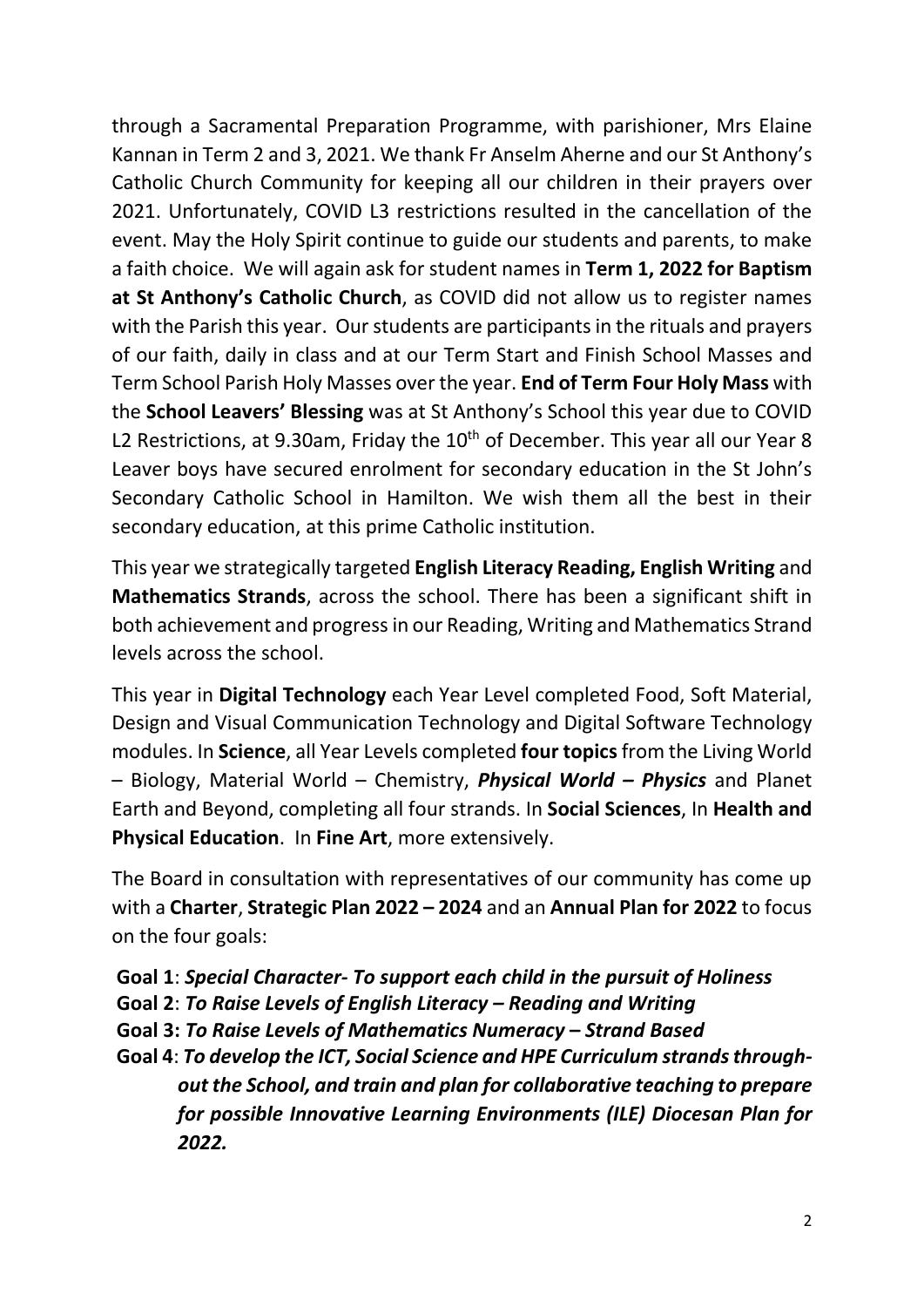through a Sacramental Preparation Programme, with parishioner, Mrs Elaine Kannan in Term 2 and 3, 2021. We thank Fr Anselm Aherne and our St Anthony's Catholic Church Community for keeping all our children in their prayers over 2021. Unfortunately, COVID L3 restrictions resulted in the cancellation of the event. May the Holy Spirit continue to guide our students and parents, to make a faith choice. We will again ask for student names in **Term 1, 2022 for Baptism at St Anthony's Catholic Church**, as COVID did not allow us to register names with the Parish this year. Our students are participants in the rituals and prayers of our faith, daily in class and at our Term Start and Finish School Masses and Term School Parish Holy Masses over the year. **End of Term Four Holy Mass** with the **School Leavers' Blessing** was at St Anthony's School this year due to COVID L2 Restrictions, at 9.30am, Friday the 10th of December. This year all our Year 8 Leaver boys have secured enrolment for secondary education in the St John's Secondary Catholic School in Hamilton. We wish them all the best in their secondary education, at this prime Catholic institution.

This year we strategically targeted **English Literacy Reading, English Writing** and **Mathematics Strands**, across the school. There has been a significant shift in both achievement and progress in our Reading, Writing and Mathematics Strand levels across the school.

This year in **Digital Technology** each Year Level completed Food, Soft Material, Design and Visual Communication Technology and Digital Software Technology modules. In **Science**, all Year Levels completed **four topics** from the Living World – Biology, Material World – Chemistry, ***Physical World – Physics*** and Planet Earth and Beyond, completing all four strands. In **Social Sciences**, In **Health and Physical Education**. In **Fine Art**, more extensively.

The Board in consultation with representatives of our community has come up with a **Charter**, **Strategic Plan 2022 – 2024** and an **Annual Plan for 2022** to focus on the four goals:

**Goal 1**: ***Special Character- To support each child in the pursuit of Holiness***
**Goal 2**: ***To Raise Levels of English Literacy – Reading and Writing***
**Goal 3:** ***To Raise Levels of Mathematics Numeracy – Strand Based***
**Goal 4**: ***To develop the ICT, Social Science and HPE Curriculum strands throughout the School, and train and plan for collaborative teaching to prepare for possible Innovative Learning Environments (ILE) Diocesan Plan for 2022.***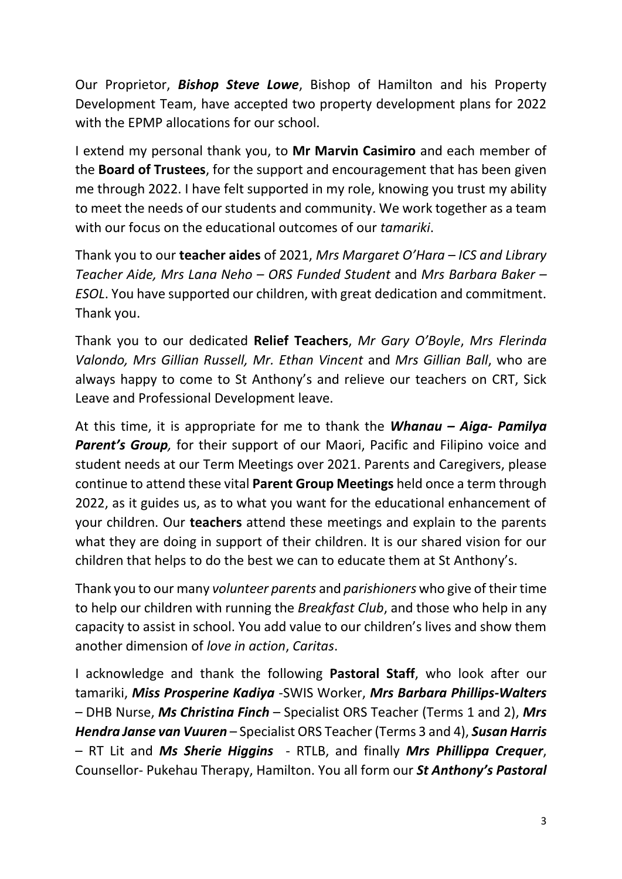Our Proprietor, ***Bishop Steve Lowe***, Bishop of Hamilton and his Property Development Team, have accepted two property development plans for 2022 with the EPMP allocations for our school.

I extend my personal thank you, to **Mr Marvin Casimiro** and each member of the **Board of Trustees**, for the support and encouragement that has been given me through 2022. I have felt supported in my role, knowing you trust my ability to meet the needs of our students and community. We work together as a team with our focus on the educational outcomes of our *tamariki*.

Thank you to our **teacher aides** of 2021, *Mrs Margaret O'Hara – ICS and Library Teacher Aide, Mrs Lana Neho – ORS Funded Student* and *Mrs Barbara Baker – ESOL*. You have supported our children, with great dedication and commitment. Thank you.

Thank you to our dedicated **Relief Teachers**, *Mr Gary O'Boyle*, *Mrs Flerinda Valondo, Mrs Gillian Russell, Mr. Ethan Vincent* and *Mrs Gillian Ball*, who are always happy to come to St Anthony's and relieve our teachers on CRT, Sick Leave and Professional Development leave.

At this time, it is appropriate for me to thank the ***Whanau – Aiga- Pamilya Parent's Group,*** for their support of our Maori, Pacific and Filipino voice and student needs at our Term Meetings over 2021. Parents and Caregivers, please continue to attend these vital **Parent Group Meetings** held once a term through 2022, as it guides us, as to what you want for the educational enhancement of your children. Our **teachers** attend these meetings and explain to the parents what they are doing in support of their children. It is our shared vision for our children that helps to do the best we can to educate them at St Anthony's.

Thank you to our many *volunteer parents* and *parishioners* who give of their time to help our children with running the *Breakfast Club*, and those who help in any capacity to assist in school. You add value to our children's lives and show them another dimension of *love in action*, *Caritas*.

I acknowledge and thank the following **Pastoral Staff**, who look after our tamariki, ***Miss Prosperine Kadiya*** -SWIS Worker, ***Mrs Barbara Phillips-Walters*** – DHB Nurse, ***Ms Christina Finch*** – Specialist ORS Teacher (Terms 1 and 2), ***Mrs Hendra Janse van Vuuren*** – Specialist ORS Teacher (Terms 3 and 4), ***Susan Harris*** – RT Lit and ***Ms Sherie Higgins*** - RTLB, and finally ***Mrs Phillippa Crequer***, Counsellor- Pukehau Therapy, Hamilton. You all form our ***St Anthony's Pastoral***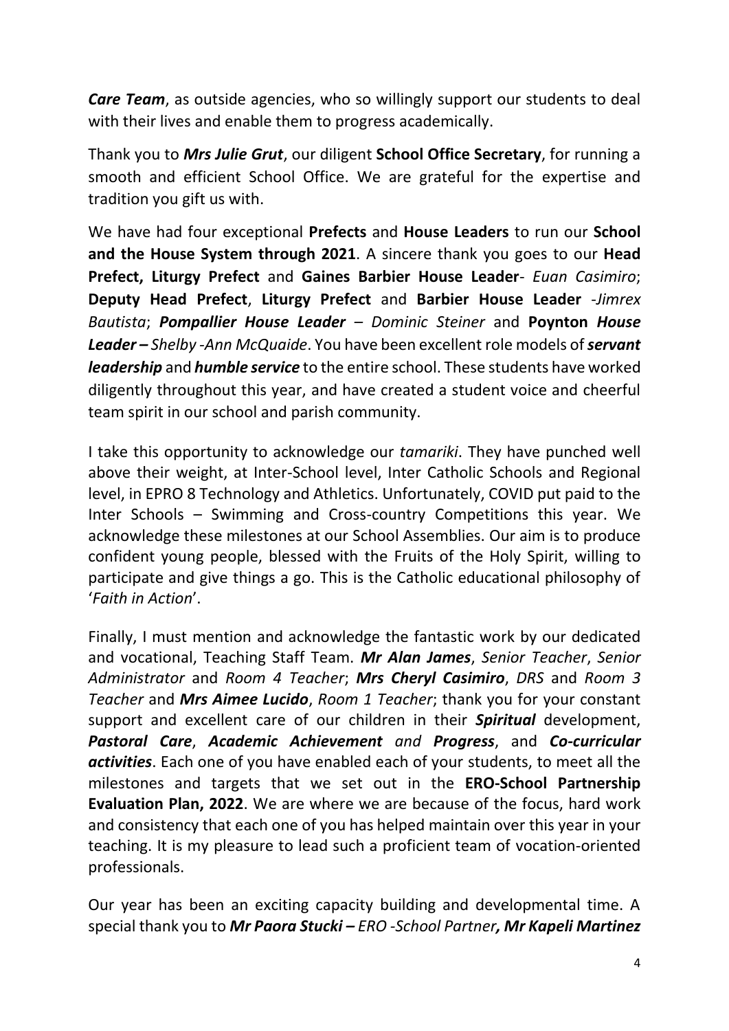***Care Team***, as outside agencies, who so willingly support our students to deal with their lives and enable them to progress academically.

Thank you to ***Mrs Julie Grut***, our diligent **School Office Secretary**, for running a smooth and efficient School Office. We are grateful for the expertise and tradition you gift us with.

We have had four exceptional **Prefects** and **House Leaders** to run our **School and the House System through 2021**. A sincere thank you goes to our **Head Prefect, Liturgy Prefect** and **Gaines Barbier House Leader**- *Euan Casimiro*; **Deputy Head Prefect**, **Liturgy Prefect** and **Barbier House Leader** -*Jimrex Bautista*; ***Pompallier House Leader*** – *Dominic Steiner* and **Poynton *House Leader –*** *Shelby -Ann McQuaide*. You have been excellent role models of ***servant leadership*** and ***humble service*** to the entire school. These students have worked diligently throughout this year, and have created a student voice and cheerful team spirit in our school and parish community.

I take this opportunity to acknowledge our *tamariki*. They have punched well above their weight, at Inter-School level, Inter Catholic Schools and Regional level, in EPRO 8 Technology and Athletics. Unfortunately, COVID put paid to the Inter Schools – Swimming and Cross-country Competitions this year. We acknowledge these milestones at our School Assemblies. Our aim is to produce confident young people, blessed with the Fruits of the Holy Spirit, willing to participate and give things a go. This is the Catholic educational philosophy of '*Faith in Action*'.

Finally, I must mention and acknowledge the fantastic work by our dedicated and vocational, Teaching Staff Team. ***Mr Alan James***, *Senior Teacher*, *Senior Administrator* and *Room 4 Teacher*; ***Mrs Cheryl Casimiro***, *DRS* and *Room 3 Teacher* and ***Mrs Aimee Lucido***, *Room 1 Teacher*; thank you for your constant support and excellent care of our children in their ***Spiritual*** development, ***Pastoral Care***, ***Academic Achievement*** *and* ***Progress***, and ***Co-curricular activities***. Each one of you have enabled each of your students, to meet all the milestones and targets that we set out in the **ERO-School Partnership Evaluation Plan, 2022**. We are where we are because of the focus, hard work and consistency that each one of you has helped maintain over this year in your teaching. It is my pleasure to lead such a proficient team of vocation-oriented professionals.

Our year has been an exciting capacity building and developmental time. A special thank you to ***Mr Paora Stucki –*** *ERO -School Partner****, Mr Kapeli Martinez***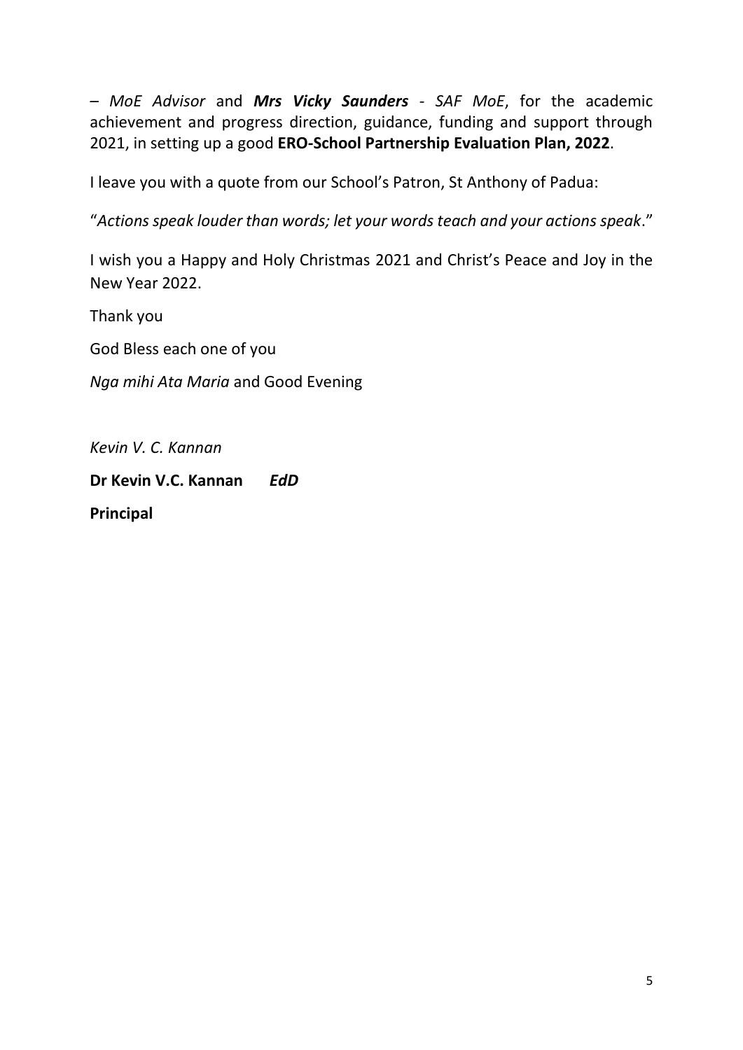– *MoE Advisor* and ***Mrs Vicky Saunders*** - *SAF MoE*, for the academic achievement and progress direction, guidance, funding and support through 2021, in setting up a good **ERO-School Partnership Evaluation Plan, 2022**.

I leave you with a quote from our School's Patron, St Anthony of Padua:

"*Actions speak louder than words; let your words teach and your actions speak*."

I wish you a Happy and Holy Christmas 2021 and Christ's Peace and Joy in the New Year 2022.

Thank you

God Bless each one of you

*Nga mihi Ata Maria* and Good Evening

*Kevin V. C. Kannan*

**Dr Kevin V.C. Kannan** ***EdD***

**Principal**